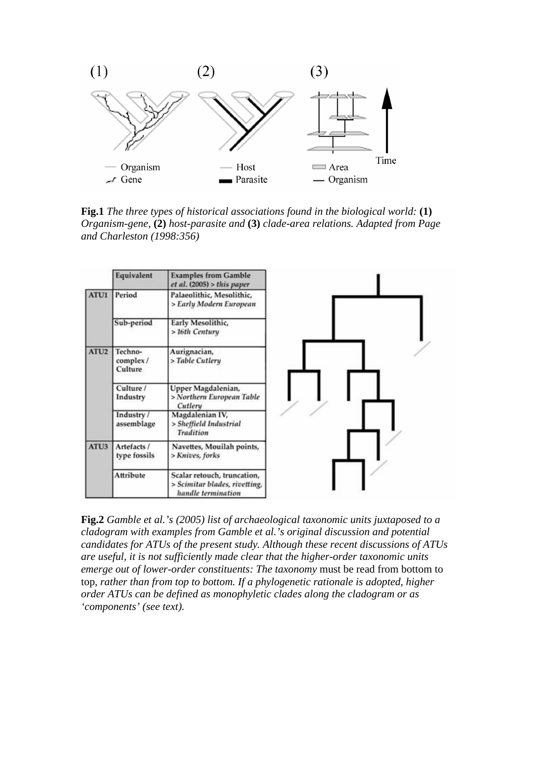**Fig.1** *The three types of historical associations found in the biological world:* **(1)** *Organism-gene,* **(2)** *host-parasite and* **(3)** *clade-area relations. Adapted from Page and Charleston (1998:356)*

| | Equivalent | Examples from Gamble et al. (2005) > *this paper* |
|---|---|---|
| ATU1 | Period | Palaeolithic, Mesolithic, > *Early Modern European* |
| | Sub-period | Early Mesolithic, > *16th Century* |
| ATU2 | Techno-complex / Culture | Aurignacian, > *Table Cutlery* |
| | Culture / Industry | Upper Magdalenian, > *Northern European Table Cutlery* |
| | Industry / assemblage | Magdalenian IV, > *Sheffield Industrial Tradition* |
| ATU3 | Artefacts / type fossils | Navettes, Mouilah points, > *Knives, forks* |
| | Attribute | Scalar retouch, truncation, > *Scimitar blades, rivetting, handle termination* |

**Fig.2** *Gamble et al.'s (2005) list of archaeological taxonomic units juxtaposed to a cladogram with examples from Gamble et al.'s original discussion and potential candidates for ATUs of the present study. Although these recent discussions of ATUs are useful, it is not sufficiently made clear that the higher-order taxonomic units emerge out of lower-order constituents: The taxonomy* must be read from bottom to top, *rather than from top to bottom. If a phylogenetic rationale is adopted, higher order ATUs can be defined as monophyletic clades along the cladogram or as 'components' (see text).*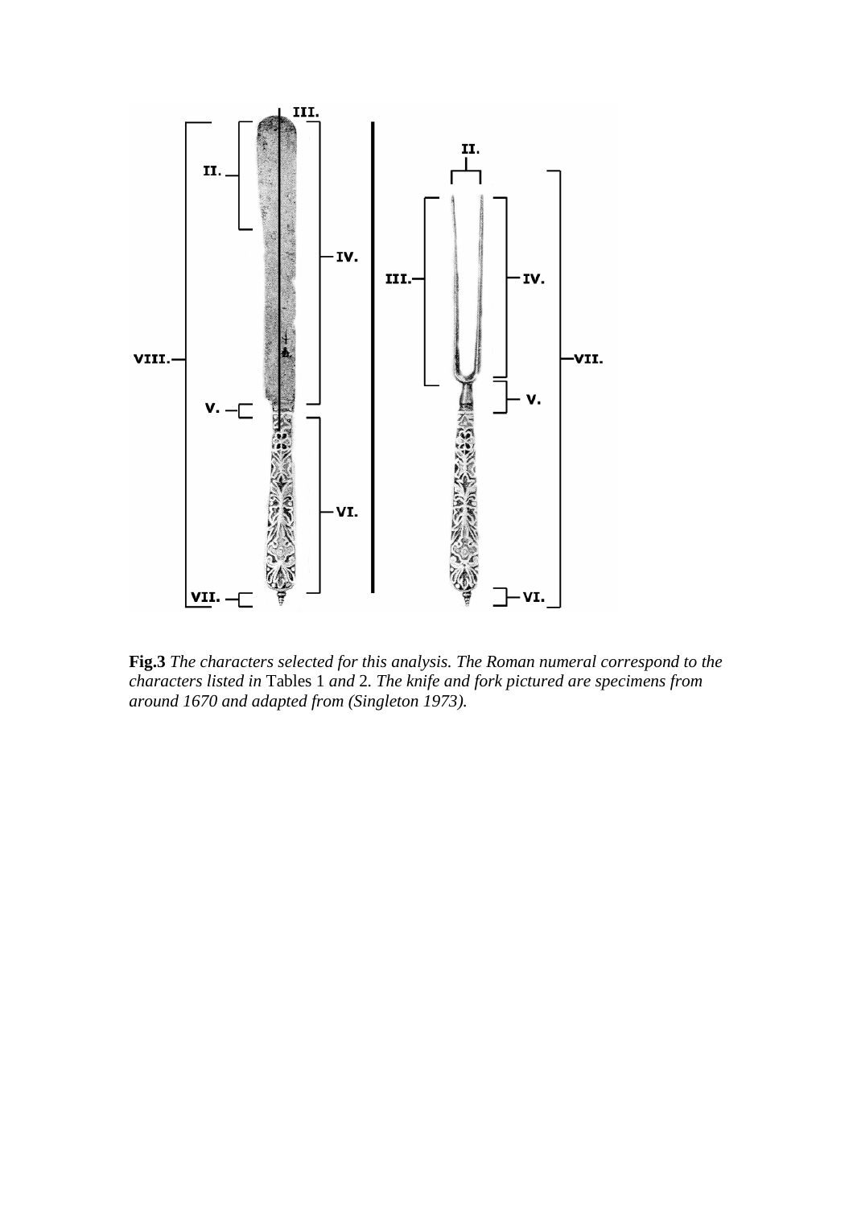**Fig.3** *The characters selected for this analysis. The Roman numeral correspond to the characters listed in* Tables 1 *and* 2. *The knife and fork pictured are specimens from around 1670 and adapted from (Singleton 1973).*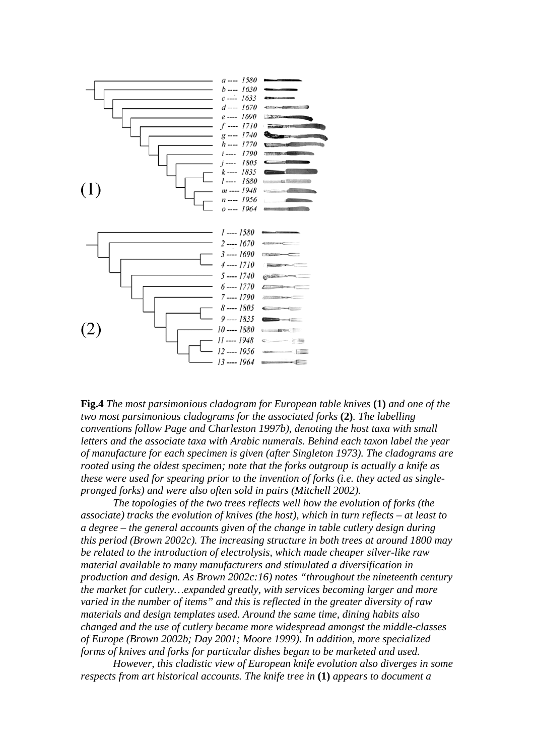**Fig.4** *The most parsimonious cladogram for European table knives* **(1)** *and one of the two most parsimonious cladograms for the associated forks* **(2)**. *The labelling conventions follow Page and Charleston 1997b), denoting the host taxa with small letters and the associate taxa with Arabic numerals. Behind each taxon label the year of manufacture for each specimen is given (after Singleton 1973). The cladograms are rooted using the oldest specimen; note that the forks outgroup is actually a knife as these were used for spearing prior to the invention of forks (i.e. they acted as single-pronged forks) and were also often sold in pairs (Mitchell 2002).*

*The topologies of the two trees reflects well how the evolution of forks (the associate) tracks the evolution of knives (the host), which in turn reflects – at least to a degree – the general accounts given of the change in table cutlery design during this period (Brown 2002c). The increasing structure in both trees at around 1800 may be related to the introduction of electrolysis, which made cheaper silver-like raw material available to many manufacturers and stimulated a diversification in production and design. As Brown 2002c:16) notes "throughout the nineteenth century the market for cutlery…expanded greatly, with services becoming larger and more varied in the number of items" and this is reflected in the greater diversity of raw materials and design templates used. Around the same time, dining habits also changed and the use of cutlery became more widespread amongst the middle-classes of Europe (Brown 2002b; Day 2001; Moore 1999). In addition, more specialized forms of knives and forks for particular dishes began to be marketed and used.*

*However, this cladistic view of European knife evolution also diverges in some respects from art historical accounts. The knife tree in* **(1)** *appears to document a*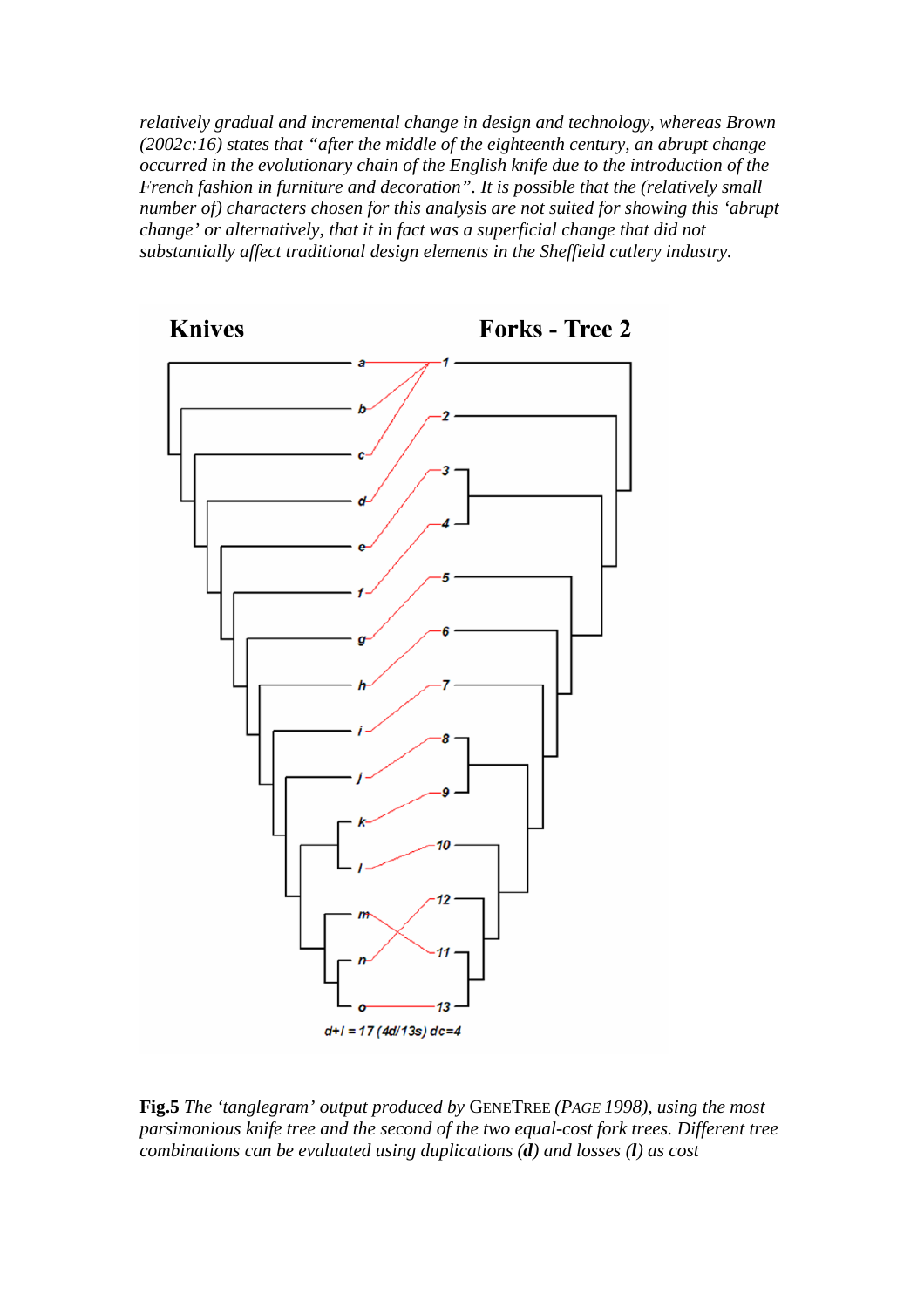*relatively gradual and incremental change in design and technology, whereas Brown (2002c:16) states that "after the middle of the eighteenth century, an abrupt change occurred in the evolutionary chain of the English knife due to the introduction of the French fashion in furniture and decoration". It is possible that the (relatively small number of) characters chosen for this analysis are not suited for showing this 'abrupt change' or alternatively, that it in fact was a superficial change that did not substantially affect traditional design elements in the Sheffield cutlery industry.*

**Fig.5** *The 'tanglegram' output produced by* GENETREE *(*PAGE *1998), using the most parsimonious knife tree and the second of the two equal-cost fork trees. Different tree combinations can be evaluated using duplications* ***(d)*** *and losses* ***(l)*** *as cost*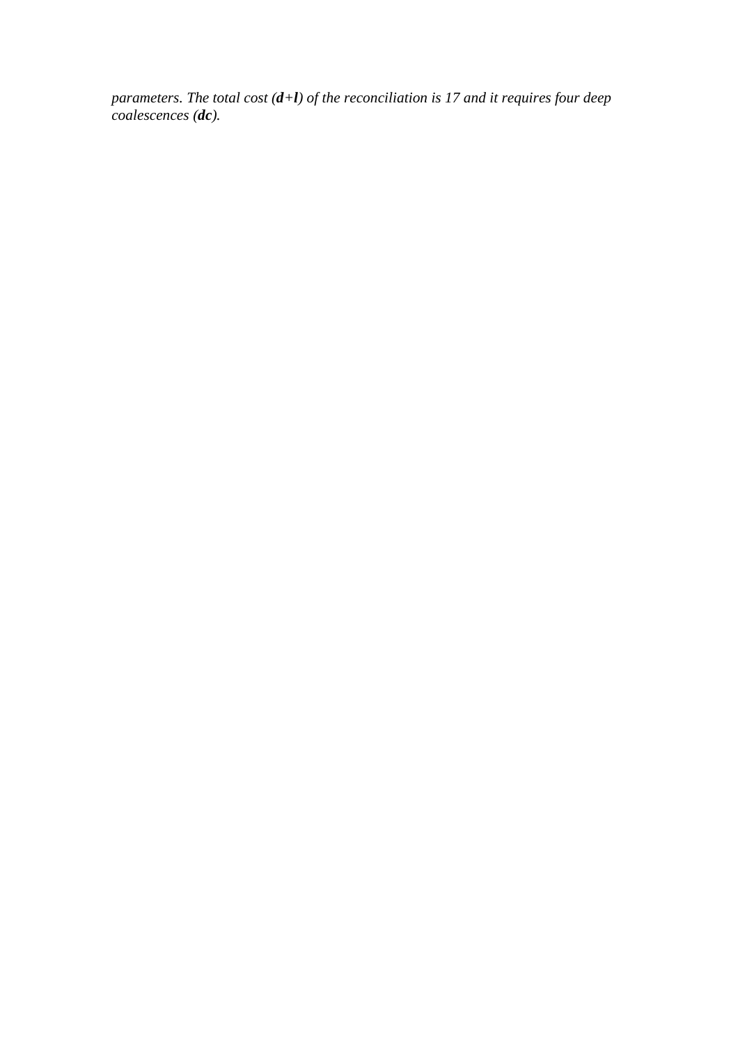*parameters. The total cost (**d+l**) of the reconciliation is 17 and it requires four deep coalescences (**dc**).*